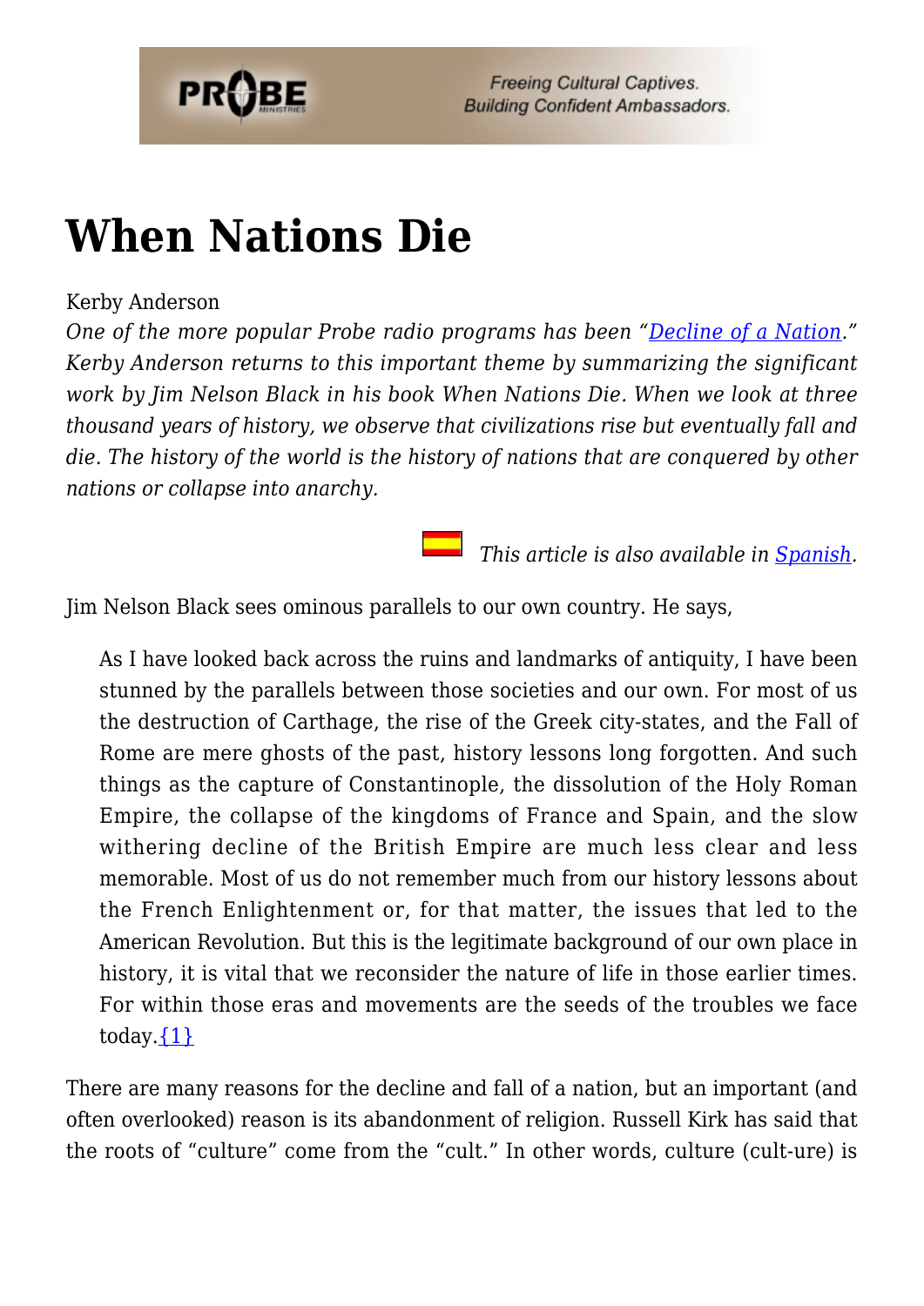# When Nations Die

Kerby Anderson

*One of the more popular Probe radio programs has been "Decline of a Nation." Kerby Anderson returns to this important theme by summarizing the significant work by Jim Nelson Black in his book When Nations Die. When we look at three thousand years of history, we observe that civilizations rise but eventually fall and die. The history of the world is the history of nations that are conquered by other nations or collapse into anarchy.*

*This article is also available in Spanish.*

Jim Nelson Black sees ominous parallels to our own country. He says,

> As I have looked back across the ruins and landmarks of antiquity, I have been stunned by the parallels between those societies and our own. For most of us the destruction of Carthage, the rise of the Greek city-states, and the Fall of Rome are mere ghosts of the past, history lessons long forgotten. And such things as the capture of Constantinople, the dissolution of the Holy Roman Empire, the collapse of the kingdoms of France and Spain, and the slow withering decline of the British Empire are much less clear and less memorable. Most of us do not remember much from our history lessons about the French Enlightenment or, for that matter, the issues that led to the American Revolution. But this is the legitimate background of our own place in history, it is vital that we reconsider the nature of life in those earlier times. For within those eras and movements are the seeds of the troubles we face today.{1}

There are many reasons for the decline and fall of a nation, but an important (and often overlooked) reason is its abandonment of religion. Russell Kirk has said that the roots of "culture" come from the "cult." In other words, culture (cult-ure) is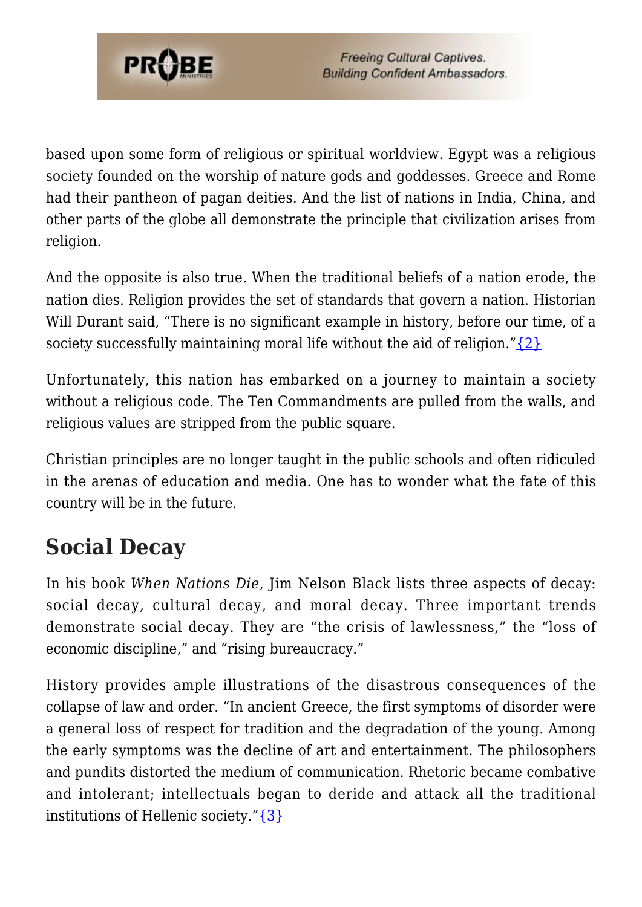based upon some form of religious or spiritual worldview. Egypt was a religious society founded on the worship of nature gods and goddesses. Greece and Rome had their pantheon of pagan deities. And the list of nations in India, China, and other parts of the globe all demonstrate the principle that civilization arises from religion.

And the opposite is also true. When the traditional beliefs of a nation erode, the nation dies. Religion provides the set of standards that govern a nation. Historian Will Durant said, "There is no significant example in history, before our time, of a society successfully maintaining moral life without the aid of religion."{2}

Unfortunately, this nation has embarked on a journey to maintain a society without a religious code. The Ten Commandments are pulled from the walls, and religious values are stripped from the public square.

Christian principles are no longer taught in the public schools and often ridiculed in the arenas of education and media. One has to wonder what the fate of this country will be in the future.

## Social Decay

In his book *When Nations Die*, Jim Nelson Black lists three aspects of decay: social decay, cultural decay, and moral decay. Three important trends demonstrate social decay. They are "the crisis of lawlessness," the "loss of economic discipline," and "rising bureaucracy."

History provides ample illustrations of the disastrous consequences of the collapse of law and order. "In ancient Greece, the first symptoms of disorder were a general loss of respect for tradition and the degradation of the young. Among the early symptoms was the decline of art and entertainment. The philosophers and pundits distorted the medium of communication. Rhetoric became combative and intolerant; intellectuals began to deride and attack all the traditional institutions of Hellenic society."{3}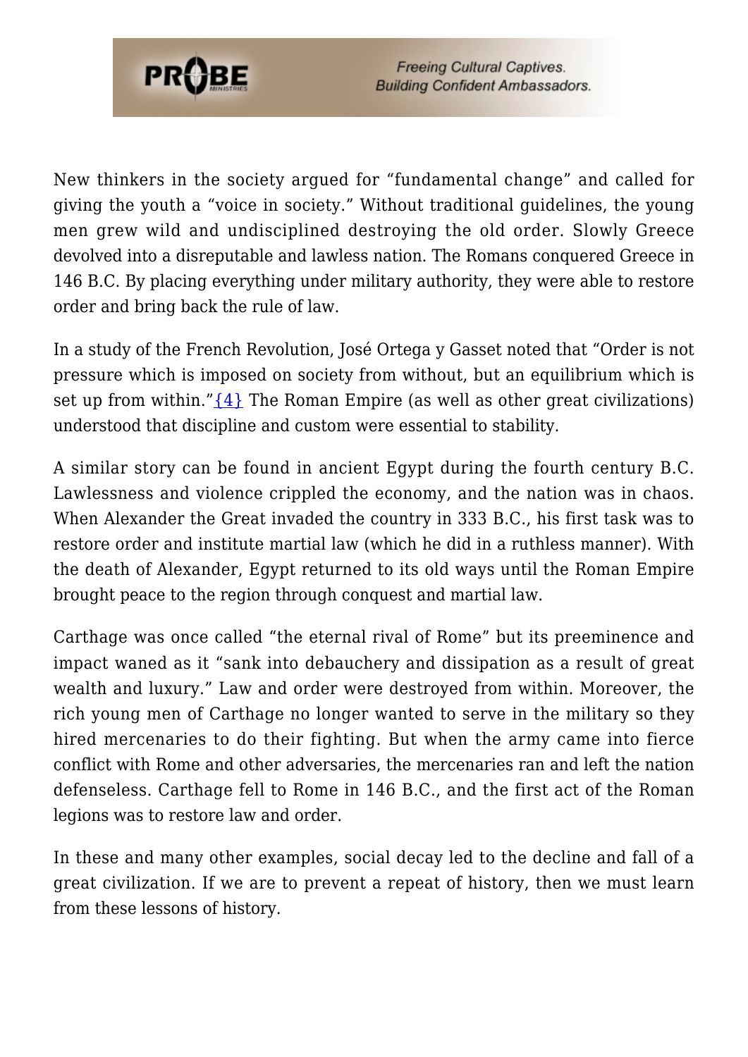New thinkers in the society argued for "fundamental change" and called for giving the youth a "voice in society." Without traditional guidelines, the young men grew wild and undisciplined destroying the old order. Slowly Greece devolved into a disreputable and lawless nation. The Romans conquered Greece in 146 B.C. By placing everything under military authority, they were able to restore order and bring back the rule of law.

In a study of the French Revolution, José Ortega y Gasset noted that "Order is not pressure which is imposed on society from without, but an equilibrium which is set up from within."{4} The Roman Empire (as well as other great civilizations) understood that discipline and custom were essential to stability.

A similar story can be found in ancient Egypt during the fourth century B.C. Lawlessness and violence crippled the economy, and the nation was in chaos. When Alexander the Great invaded the country in 333 B.C., his first task was to restore order and institute martial law (which he did in a ruthless manner). With the death of Alexander, Egypt returned to its old ways until the Roman Empire brought peace to the region through conquest and martial law.

Carthage was once called "the eternal rival of Rome" but its preeminence and impact waned as it "sank into debauchery and dissipation as a result of great wealth and luxury." Law and order were destroyed from within. Moreover, the rich young men of Carthage no longer wanted to serve in the military so they hired mercenaries to do their fighting. But when the army came into fierce conflict with Rome and other adversaries, the mercenaries ran and left the nation defenseless. Carthage fell to Rome in 146 B.C., and the first act of the Roman legions was to restore law and order.

In these and many other examples, social decay led to the decline and fall of a great civilization. If we are to prevent a repeat of history, then we must learn from these lessons of history.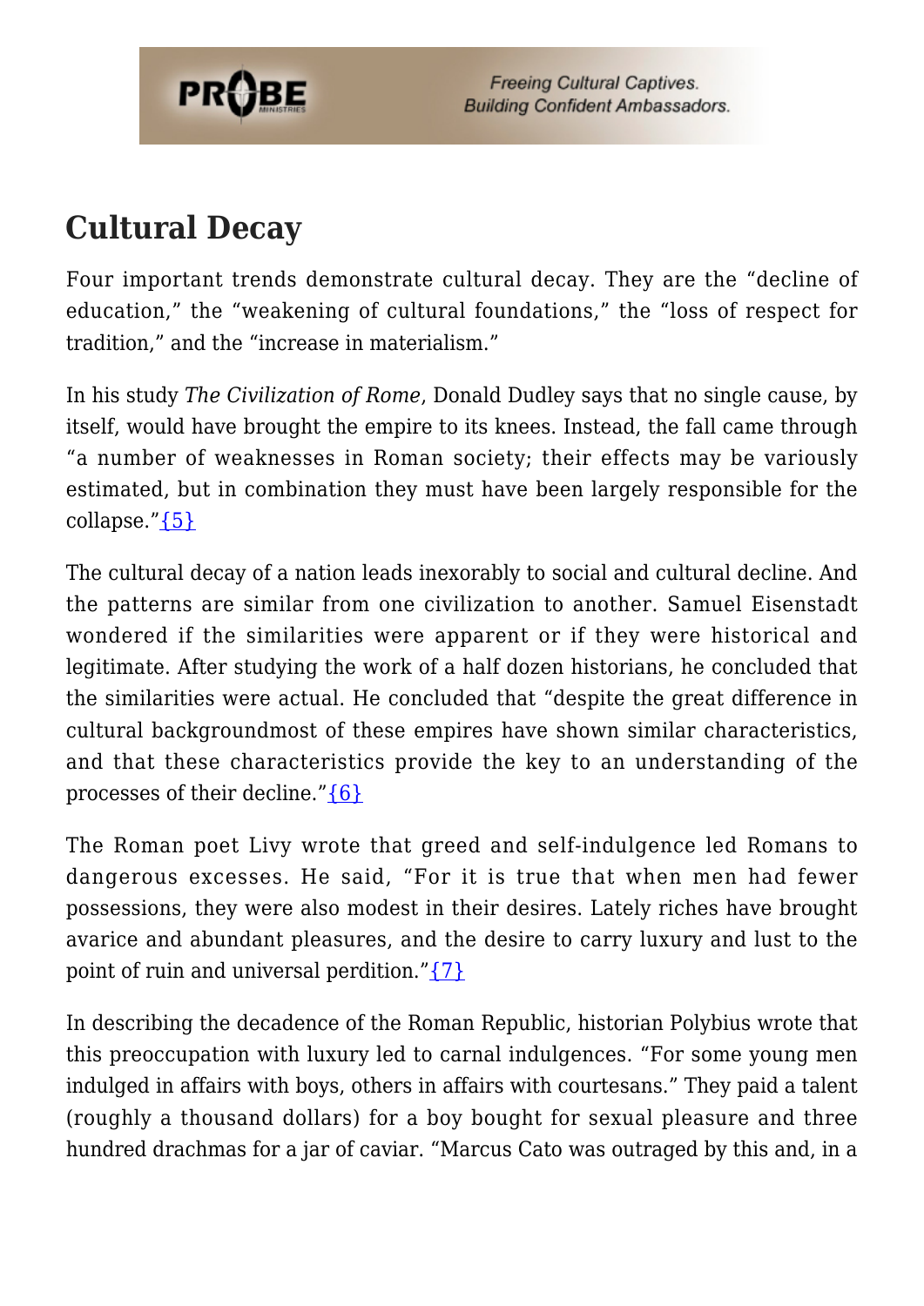## Cultural Decay

Four important trends demonstrate cultural decay. They are the "decline of education," the "weakening of cultural foundations," the "loss of respect for tradition," and the "increase in materialism."

In his study *The Civilization of Rome*, Donald Dudley says that no single cause, by itself, would have brought the empire to its knees. Instead, the fall came through "a number of weaknesses in Roman society; their effects may be variously estimated, but in combination they must have been largely responsible for the collapse."{5}

The cultural decay of a nation leads inexorably to social and cultural decline. And the patterns are similar from one civilization to another. Samuel Eisenstadt wondered if the similarities were apparent or if they were historical and legitimate. After studying the work of a half dozen historians, he concluded that the similarities were actual. He concluded that "despite the great difference in cultural backgroundmost of these empires have shown similar characteristics, and that these characteristics provide the key to an understanding of the processes of their decline."{6}

The Roman poet Livy wrote that greed and self-indulgence led Romans to dangerous excesses. He said, "For it is true that when men had fewer possessions, they were also modest in their desires. Lately riches have brought avarice and abundant pleasures, and the desire to carry luxury and lust to the point of ruin and universal perdition."{7}

In describing the decadence of the Roman Republic, historian Polybius wrote that this preoccupation with luxury led to carnal indulgences. "For some young men indulged in affairs with boys, others in affairs with courtesans." They paid a talent (roughly a thousand dollars) for a boy bought for sexual pleasure and three hundred drachmas for a jar of caviar. "Marcus Cato was outraged by this and, in a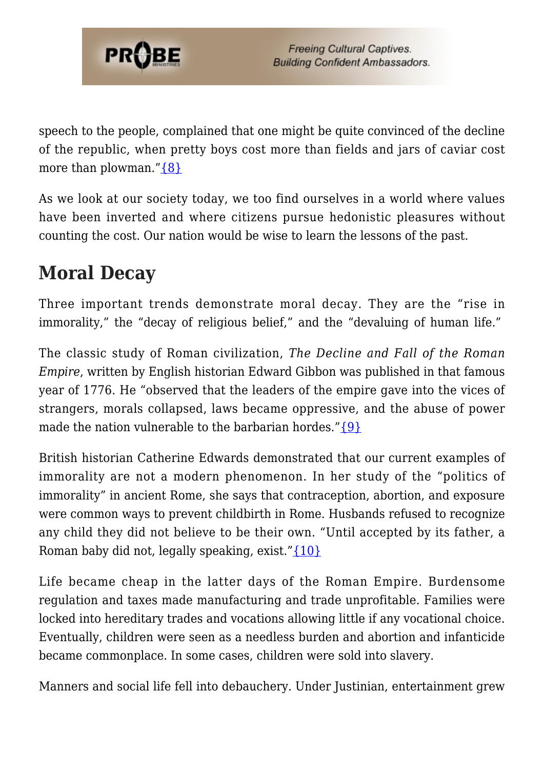speech to the people, complained that one might be quite convinced of the decline of the republic, when pretty boys cost more than fields and jars of caviar cost more than plowman."{8}

As we look at our society today, we too find ourselves in a world where values have been inverted and where citizens pursue hedonistic pleasures without counting the cost. Our nation would be wise to learn the lessons of the past.

## Moral Decay

Three important trends demonstrate moral decay. They are the "rise in immorality," the "decay of religious belief," and the "devaluing of human life."

The classic study of Roman civilization, *The Decline and Fall of the Roman Empire*, written by English historian Edward Gibbon was published in that famous year of 1776. He "observed that the leaders of the empire gave into the vices of strangers, morals collapsed, laws became oppressive, and the abuse of power made the nation vulnerable to the barbarian hordes."{9}

British historian Catherine Edwards demonstrated that our current examples of immorality are not a modern phenomenon. In her study of the "politics of immorality" in ancient Rome, she says that contraception, abortion, and exposure were common ways to prevent childbirth in Rome. Husbands refused to recognize any child they did not believe to be their own. "Until accepted by its father, a Roman baby did not, legally speaking, exist."{10}

Life became cheap in the latter days of the Roman Empire. Burdensome regulation and taxes made manufacturing and trade unprofitable. Families were locked into hereditary trades and vocations allowing little if any vocational choice. Eventually, children were seen as a needless burden and abortion and infanticide became commonplace. In some cases, children were sold into slavery.

Manners and social life fell into debauchery. Under Justinian, entertainment grew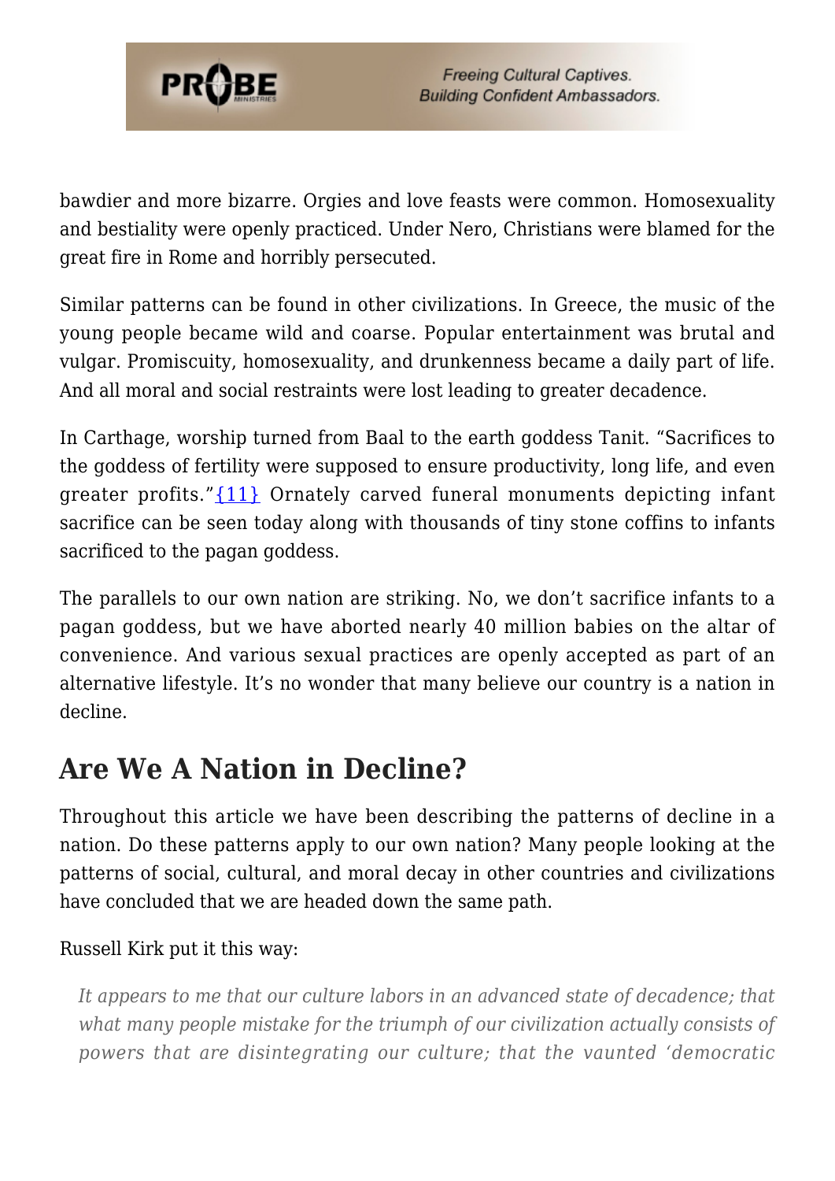bawdier and more bizarre. Orgies and love feasts were common. Homosexuality and bestiality were openly practiced. Under Nero, Christians were blamed for the great fire in Rome and horribly persecuted.

Similar patterns can be found in other civilizations. In Greece, the music of the young people became wild and coarse. Popular entertainment was brutal and vulgar. Promiscuity, homosexuality, and drunkenness became a daily part of life. And all moral and social restraints were lost leading to greater decadence.

In Carthage, worship turned from Baal to the earth goddess Tanit. "Sacrifices to the goddess of fertility were supposed to ensure productivity, long life, and even greater profits."{11} Ornately carved funeral monuments depicting infant sacrifice can be seen today along with thousands of tiny stone coffins to infants sacrificed to the pagan goddess.

The parallels to our own nation are striking. No, we don't sacrifice infants to a pagan goddess, but we have aborted nearly 40 million babies on the altar of convenience. And various sexual practices are openly accepted as part of an alternative lifestyle. It's no wonder that many believe our country is a nation in decline.

## Are We A Nation in Decline?

Throughout this article we have been describing the patterns of decline in a nation. Do these patterns apply to our own nation? Many people looking at the patterns of social, cultural, and moral decay in other countries and civilizations have concluded that we are headed down the same path.

Russell Kirk put it this way:

> *It appears to me that our culture labors in an advanced state of decadence; that what many people mistake for the triumph of our civilization actually consists of powers that are disintegrating our culture; that the vaunted 'democratic*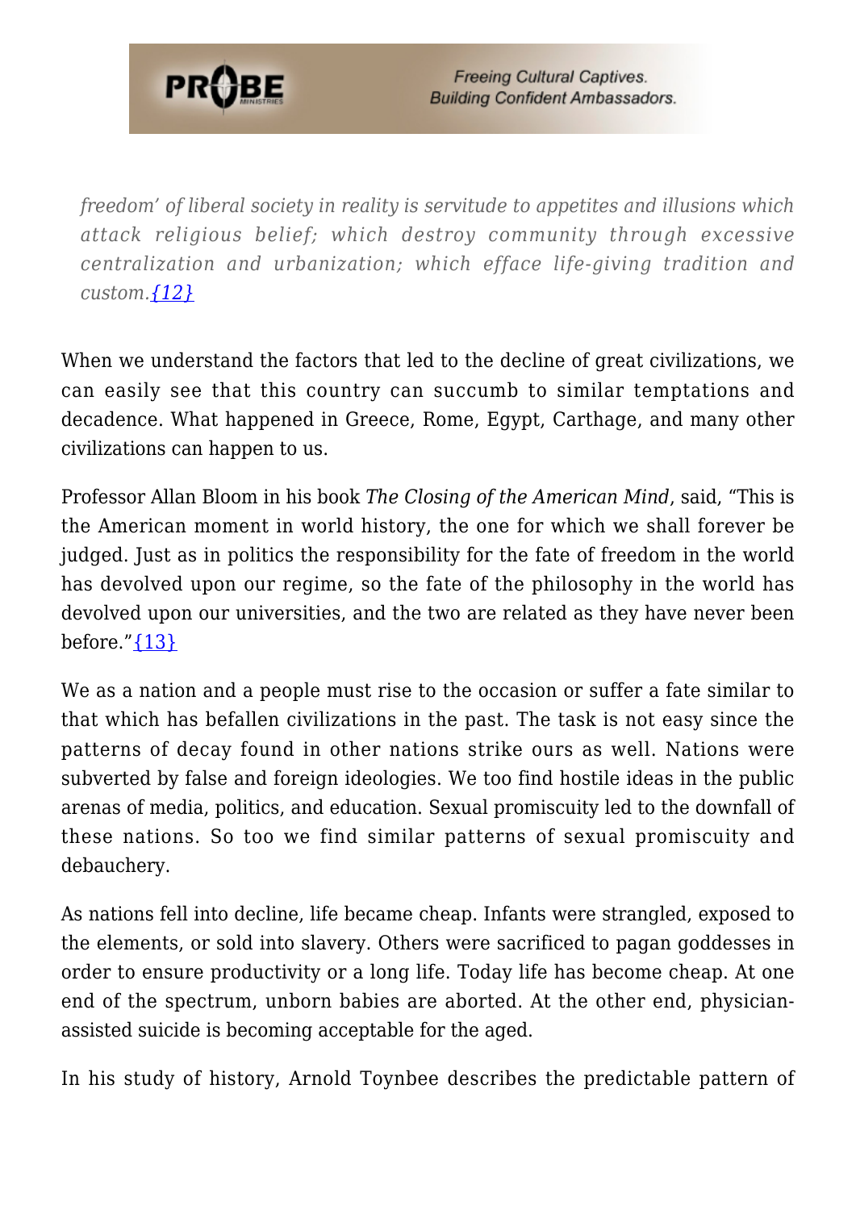> *freedom' of liberal society in reality is servitude to appetites and illusions which attack religious belief; which destroy community through excessive centralization and urbanization; which efface life-giving tradition and custom.*{12}

When we understand the factors that led to the decline of great civilizations, we can easily see that this country can succumb to similar temptations and decadence. What happened in Greece, Rome, Egypt, Carthage, and many other civilizations can happen to us.

Professor Allan Bloom in his book *The Closing of the American Mind*, said, "This is the American moment in world history, the one for which we shall forever be judged. Just as in politics the responsibility for the fate of freedom in the world has devolved upon our regime, so the fate of the philosophy in the world has devolved upon our universities, and the two are related as they have never been before."{13}

We as a nation and a people must rise to the occasion or suffer a fate similar to that which has befallen civilizations in the past. The task is not easy since the patterns of decay found in other nations strike ours as well. Nations were subverted by false and foreign ideologies. We too find hostile ideas in the public arenas of media, politics, and education. Sexual promiscuity led to the downfall of these nations. So too we find similar patterns of sexual promiscuity and debauchery.

As nations fell into decline, life became cheap. Infants were strangled, exposed to the elements, or sold into slavery. Others were sacrificed to pagan goddesses in order to ensure productivity or a long life. Today life has become cheap. At one end of the spectrum, unborn babies are aborted. At the other end, physician-assisted suicide is becoming acceptable for the aged.

In his study of history, Arnold Toynbee describes the predictable pattern of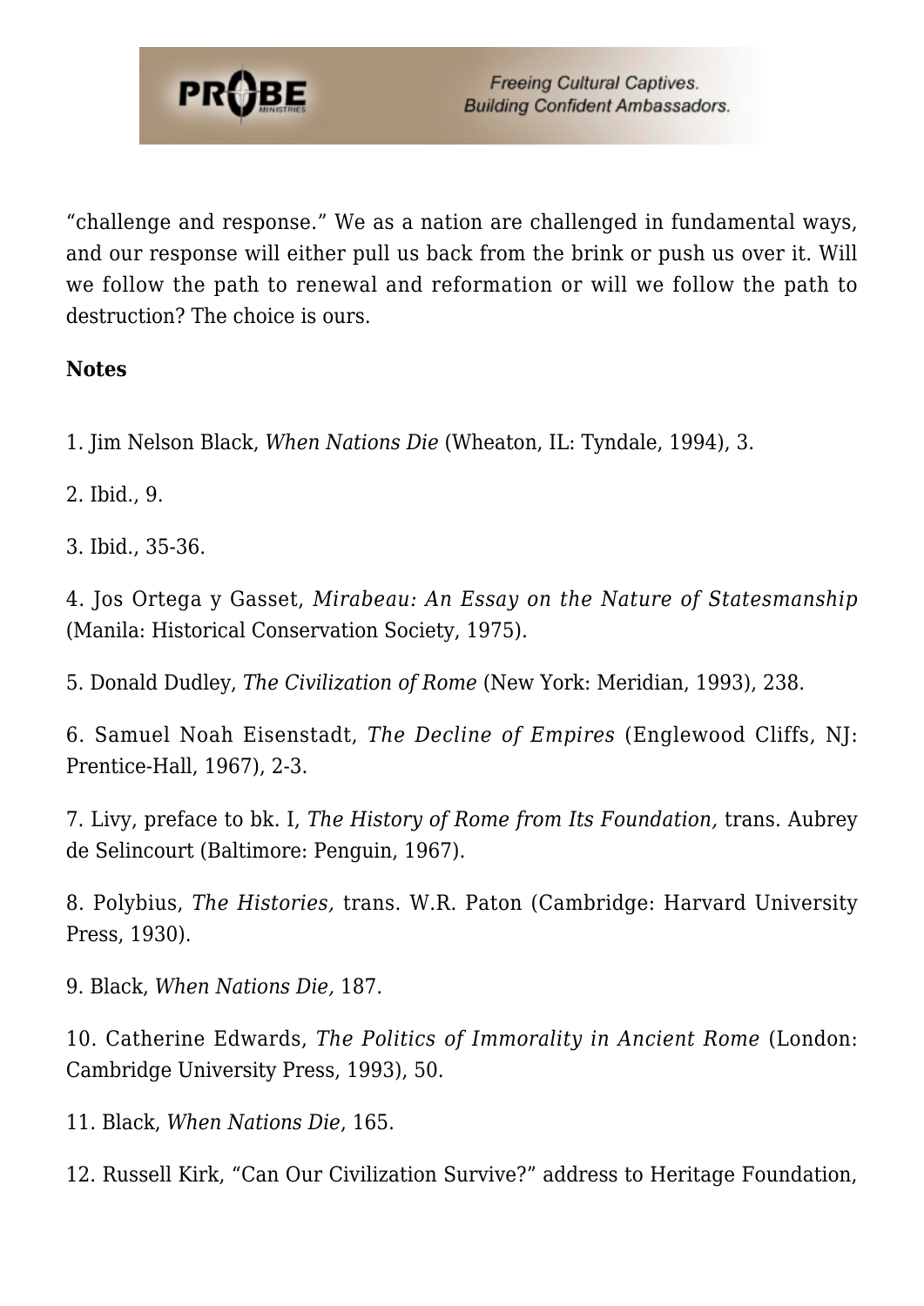"challenge and response." We as a nation are challenged in fundamental ways, and our response will either pull us back from the brink or push us over it. Will we follow the path to renewal and reformation or will we follow the path to destruction? The choice is ours.

**Notes**

1. Jim Nelson Black, *When Nations Die* (Wheaton, IL: Tyndale, 1994), 3.

2. Ibid., 9.

3. Ibid., 35-36.

4. Jos Ortega y Gasset, *Mirabeau: An Essay on the Nature of Statesmanship* (Manila: Historical Conservation Society, 1975).

5. Donald Dudley, *The Civilization of Rome* (New York: Meridian, 1993), 238.

6. Samuel Noah Eisenstadt, *The Decline of Empires* (Englewood Cliffs, NJ: Prentice-Hall, 1967), 2-3.

7. Livy, preface to bk. I, *The History of Rome from Its Foundation,* trans. Aubrey de Selincourt (Baltimore: Penguin, 1967).

8. Polybius, *The Histories,* trans. W.R. Paton (Cambridge: Harvard University Press, 1930).

9. Black, *When Nations Die,* 187.

10. Catherine Edwards, *The Politics of Immorality in Ancient Rome* (London: Cambridge University Press, 1993), 50.

11. Black, *When Nations Die*, 165.

12. Russell Kirk, "Can Our Civilization Survive?" address to Heritage Foundation,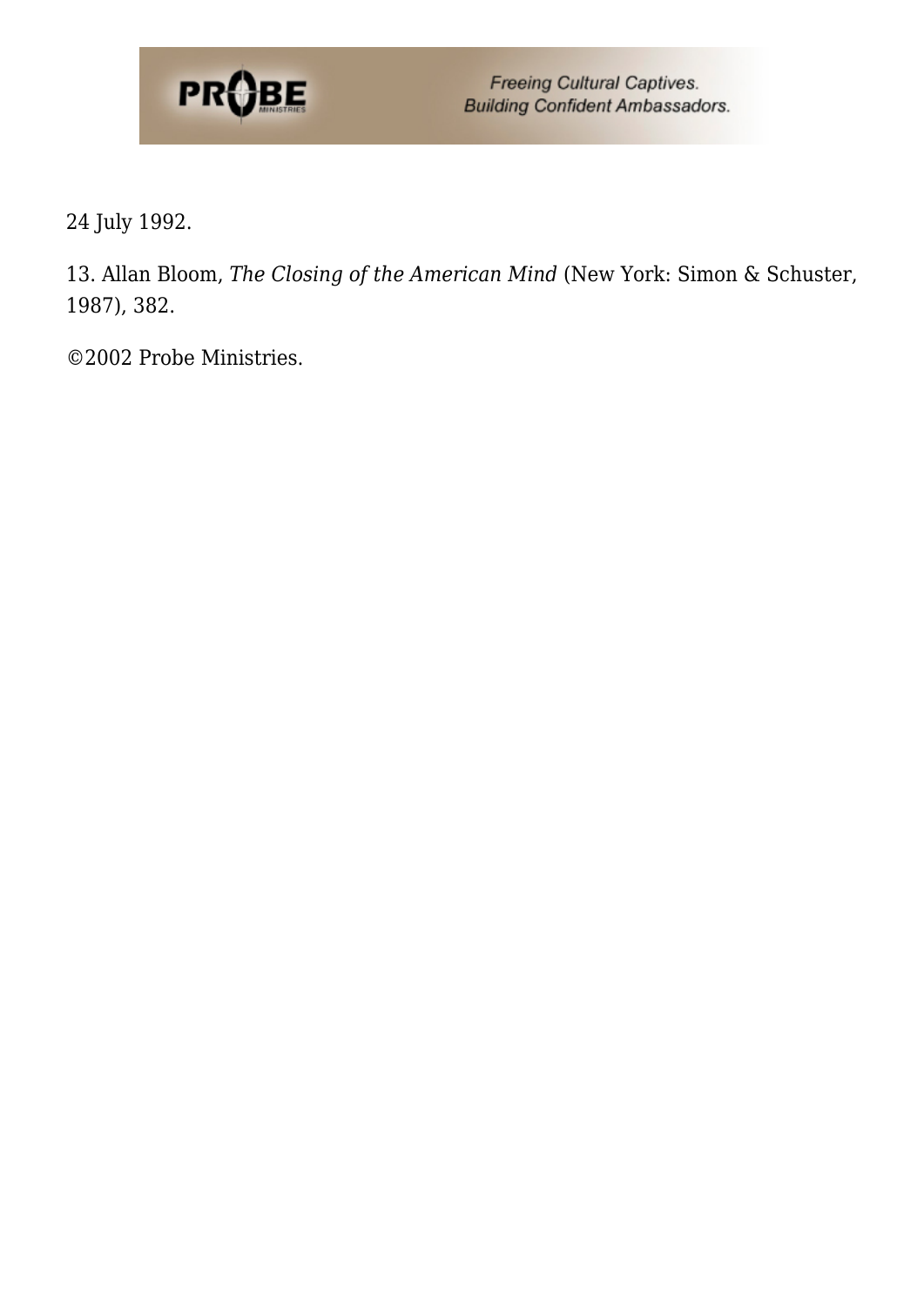24 July 1992.

13. Allan Bloom, *The Closing of the American Mind* (New York: Simon & Schuster, 1987), 382.

©2002 Probe Ministries.